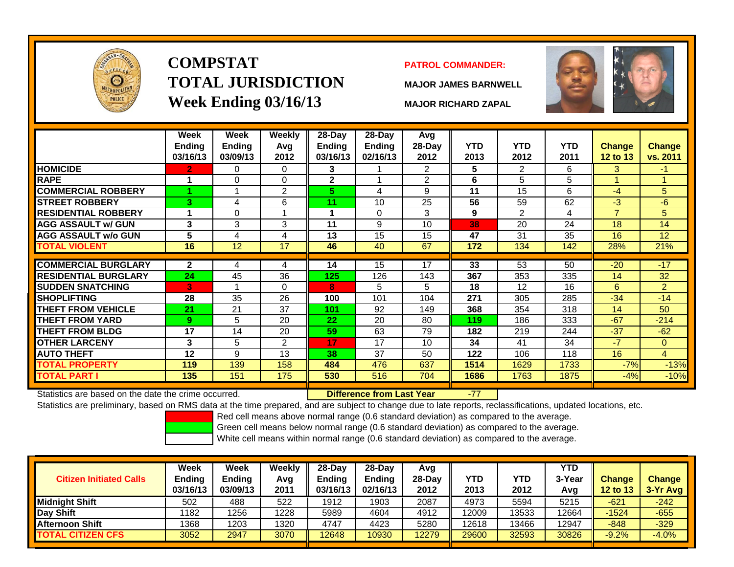# COMPSTAT
# TOTAL JURISDICTION
# Week Ending 03/16/13

**PATROL COMMANDER:**

**MAJOR JAMES BARNWELL**

**MAJOR RICHARD ZAPAL**

| | Week Ending 03/16/13 | Week Ending 03/09/13 | Weekly Avg 2012 | 28-Day Ending 03/16/13 | 28-Day Ending 02/16/13 | Avg 28-Day 2012 | YTD 2013 | YTD 2012 | YTD 2011 | Change 12 to 13 | Change vs. 2011 |
|---|---|---|---|---|---|---|---|---|---|---|---|
| HOMICIDE | 2 | 0 | 0 | 3 | 1 | 2 | 5 | 2 | 6 | 3 | -1 |
| RAPE | 1 | 0 | 0 | 2 | 1 | 2 | 6 | 5 | 5 | 1 | 1 |
| COMMERCIAL ROBBERY | 1 | 1 | 2 | 5 | 4 | 9 | 11 | 15 | 6 | -4 | 5 |
| STREET ROBBERY | 3 | 4 | 6 | 11 | 10 | 25 | 56 | 59 | 62 | -3 | -6 |
| RESIDENTIAL ROBBERY | 1 | 0 | 1 | 1 | 0 | 3 | 9 | 2 | 4 | 7 | 5 |
| AGG ASSAULT w/ GUN | 3 | 3 | 3 | 11 | 9 | 10 | 38 | 20 | 24 | 18 | 14 |
| AGG ASSAULT w/o GUN | 5 | 4 | 4 | 13 | 15 | 15 | 47 | 31 | 35 | 16 | 12 |
| TOTAL VIOLENT | 16 | 12 | 17 | 46 | 40 | 67 | 172 | 134 | 142 | 28% | 21% |
| COMMERCIAL BURGLARY | 2 | 4 | 4 | 14 | 15 | 17 | 33 | 53 | 50 | -20 | -17 |
| RESIDENTIAL BURGLARY | 24 | 45 | 36 | 125 | 126 | 143 | 367 | 353 | 335 | 14 | 32 |
| SUDDEN SNATCHING | 3 | 1 | 0 | 8 | 5 | 5 | 18 | 12 | 16 | 6 | 2 |
| SHOPLIFTING | 28 | 35 | 26 | 100 | 101 | 104 | 271 | 305 | 285 | -34 | -14 |
| THEFT FROM VEHICLE | 21 | 21 | 37 | 101 | 92 | 149 | 368 | 354 | 318 | 14 | 50 |
| THEFT FROM YARD | 9 | 5 | 20 | 22 | 20 | 80 | 119 | 186 | 333 | -67 | -214 |
| THEFT FROM BLDG | 17 | 14 | 20 | 59 | 63 | 79 | 182 | 219 | 244 | -37 | -62 |
| OTHER LARCENY | 3 | 5 | 2 | 17 | 17 | 10 | 34 | 41 | 34 | -7 | 0 |
| AUTO THEFT | 12 | 9 | 13 | 38 | 37 | 50 | 122 | 106 | 118 | 16 | 4 |
| TOTAL PROPERTY | 119 | 139 | 158 | 484 | 476 | 637 | 1514 | 1629 | 1733 | -7% | -13% |
| TOTAL PART I | 135 | 151 | 175 | 530 | 516 | 704 | 1686 | 1763 | 1875 | -4% | -10% |

Statistics are based on the date the crime occurred. **Difference from Last Year** -77

Statistics are preliminary, based on RMS data at the time prepared, and are subject to change due to late reports, reclassifications, updated locations, etc.

Red cell means above normal range (0.6 standard deviation) as compared to the average.
Green cell means below normal range (0.6 standard deviation) as compared to the average.
White cell means within normal range (0.6 standard deviation) as compared to the average.

| Citizen Initiated Calls | Week Ending 03/16/13 | Week Ending 03/09/13 | Weekly Avg 2011 | 28-Day Ending 03/16/13 | 28-Day Ending 02/16/13 | Avg 28-Day 2012 | YTD 2013 | YTD 2012 | YTD 3-Year Avg | Change 12 to 13 | Change 3-Yr Avg |
|---|---|---|---|---|---|---|---|---|---|---|---|
| Midnight Shift | 502 | 488 | 522 | 1912 | 1903 | 2087 | 4973 | 5594 | 5215 | -621 | -242 |
| Day Shift | 1182 | 1256 | 1228 | 5989 | 4604 | 4912 | 12009 | 13533 | 12664 | -1524 | -655 |
| Afternoon Shift | 1368 | 1203 | 1320 | 4747 | 4423 | 5280 | 12618 | 13466 | 12947 | -848 | -329 |
| TOTAL CITIZEN CFS | 3052 | 2947 | 3070 | 12648 | 10930 | 12279 | 29600 | 32593 | 30826 | -9.2% | -4.0% |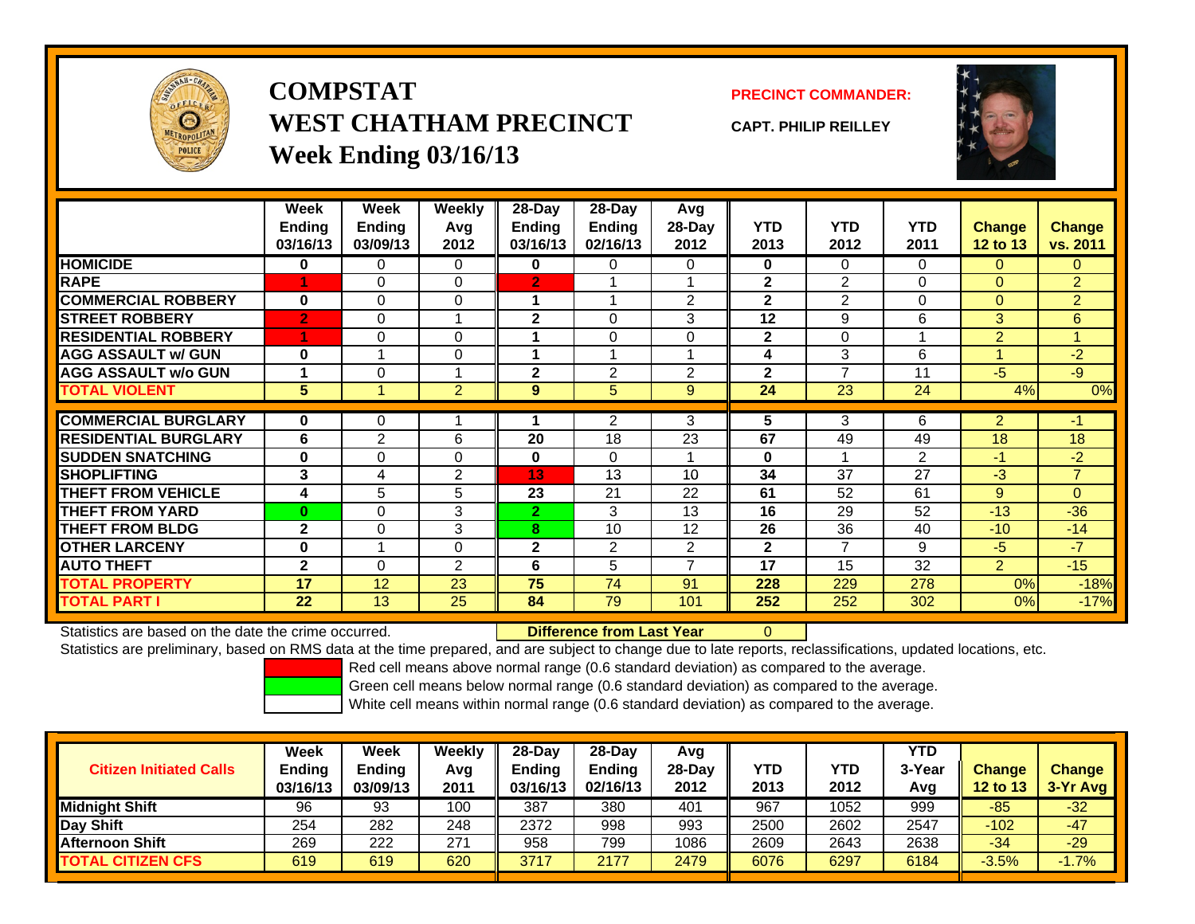# COMPSTAT
# WEST CHATHAM PRECINCT
## Week Ending 03/16/13

**PRECINCT COMMANDER:**

**CAPT. PHILIP REILLEY**

| | Week Ending 03/16/13 | Week Ending 03/09/13 | Weekly Avg 2012 | 28-Day Ending 03/16/13 | 28-Day Ending 02/16/13 | Avg 28-Day 2012 | YTD 2013 | YTD 2012 | YTD 2011 | Change 12 to 13 | Change vs. 2011 |
|---|---|---|---|---|---|---|---|---|---|---|---|
| HOMICIDE | 0 | 0 | 0 | 0 | 0 | 0 | 0 | 0 | 0 | 0 | 0 |
| RAPE | 1 | 0 | 0 | 2 | 1 | 1 | 2 | 2 | 0 | 0 | 2 |
| COMMERCIAL ROBBERY | 0 | 0 | 0 | 1 | 1 | 2 | 2 | 2 | 0 | 0 | 2 |
| STREET ROBBERY | 2 | 0 | 1 | 2 | 0 | 3 | 12 | 9 | 6 | 3 | 6 |
| RESIDENTIAL ROBBERY | 1 | 0 | 0 | 1 | 0 | 0 | 2 | 0 | 1 | 2 | 1 |
| AGG ASSAULT w/ GUN | 0 | 1 | 0 | 1 | 1 | 1 | 4 | 3 | 6 | 1 | -2 |
| AGG ASSAULT w/o GUN | 1 | 0 | 1 | 2 | 2 | 2 | 2 | 7 | 11 | -5 | -9 |
| TOTAL VIOLENT | 5 | 1 | 2 | 9 | 5 | 9 | 24 | 23 | 24 | 4% | 0% |
| COMMERCIAL BURGLARY | 0 | 0 | 1 | 1 | 2 | 3 | 5 | 3 | 6 | 2 | -1 |
| RESIDENTIAL BURGLARY | 6 | 2 | 6 | 20 | 18 | 23 | 67 | 49 | 49 | 18 | 18 |
| SUDDEN SNATCHING | 0 | 0 | 0 | 0 | 0 | 1 | 0 | 1 | 2 | -1 | -2 |
| SHOPLIFTING | 3 | 4 | 2 | 13 | 13 | 10 | 34 | 37 | 27 | -3 | 7 |
| THEFT FROM VEHICLE | 4 | 5 | 5 | 23 | 21 | 22 | 61 | 52 | 61 | 9 | 0 |
| THEFT FROM YARD | 0 | 0 | 3 | 2 | 3 | 13 | 16 | 29 | 52 | -13 | -36 |
| THEFT FROM BLDG | 2 | 0 | 3 | 8 | 10 | 12 | 26 | 36 | 40 | -10 | -14 |
| OTHER LARCENY | 0 | 1 | 0 | 2 | 2 | 2 | 2 | 7 | 9 | -5 | -7 |
| AUTO THEFT | 2 | 0 | 2 | 6 | 5 | 7 | 17 | 15 | 32 | 2 | -15 |
| TOTAL PROPERTY | 17 | 12 | 23 | 75 | 74 | 91 | 228 | 229 | 278 | 0% | -18% |
| TOTAL PART I | 22 | 13 | 25 | 84 | 79 | 101 | 252 | 252 | 302 | 0% | -17% |

Statistics are based on the date the crime occurred. **Difference from Last Year** 0

Statistics are preliminary, based on RMS data at the time prepared, and are subject to change due to late reports, reclassifications, updated locations, etc.

Red cell means above normal range (0.6 standard deviation) as compared to the average.
Green cell means below normal range (0.6 standard deviation) as compared to the average.
White cell means within normal range (0.6 standard deviation) as compared to the average.

| Citizen Initiated Calls | Week Ending 03/16/13 | Week Ending 03/09/13 | Weekly Avg 2011 | 28-Day Ending 03/16/13 | 28-Day Ending 02/16/13 | Avg 28-Day 2012 | YTD 2013 | YTD 2012 | YTD 3-Year Avg | Change 12 to 13 | Change 3-Yr Avg |
|---|---|---|---|---|---|---|---|---|---|---|---|
| Midnight Shift | 96 | 93 | 100 | 387 | 380 | 401 | 967 | 1052 | 999 | -85 | -32 |
| Day Shift | 254 | 282 | 248 | 2372 | 998 | 993 | 2500 | 2602 | 2547 | -102 | -47 |
| Afternoon Shift | 269 | 222 | 271 | 958 | 799 | 1086 | 2609 | 2643 | 2638 | -34 | -29 |
| TOTAL CITIZEN CFS | 619 | 619 | 620 | 3717 | 2177 | 2479 | 6076 | 6297 | 6184 | -3.5% | -1.7% |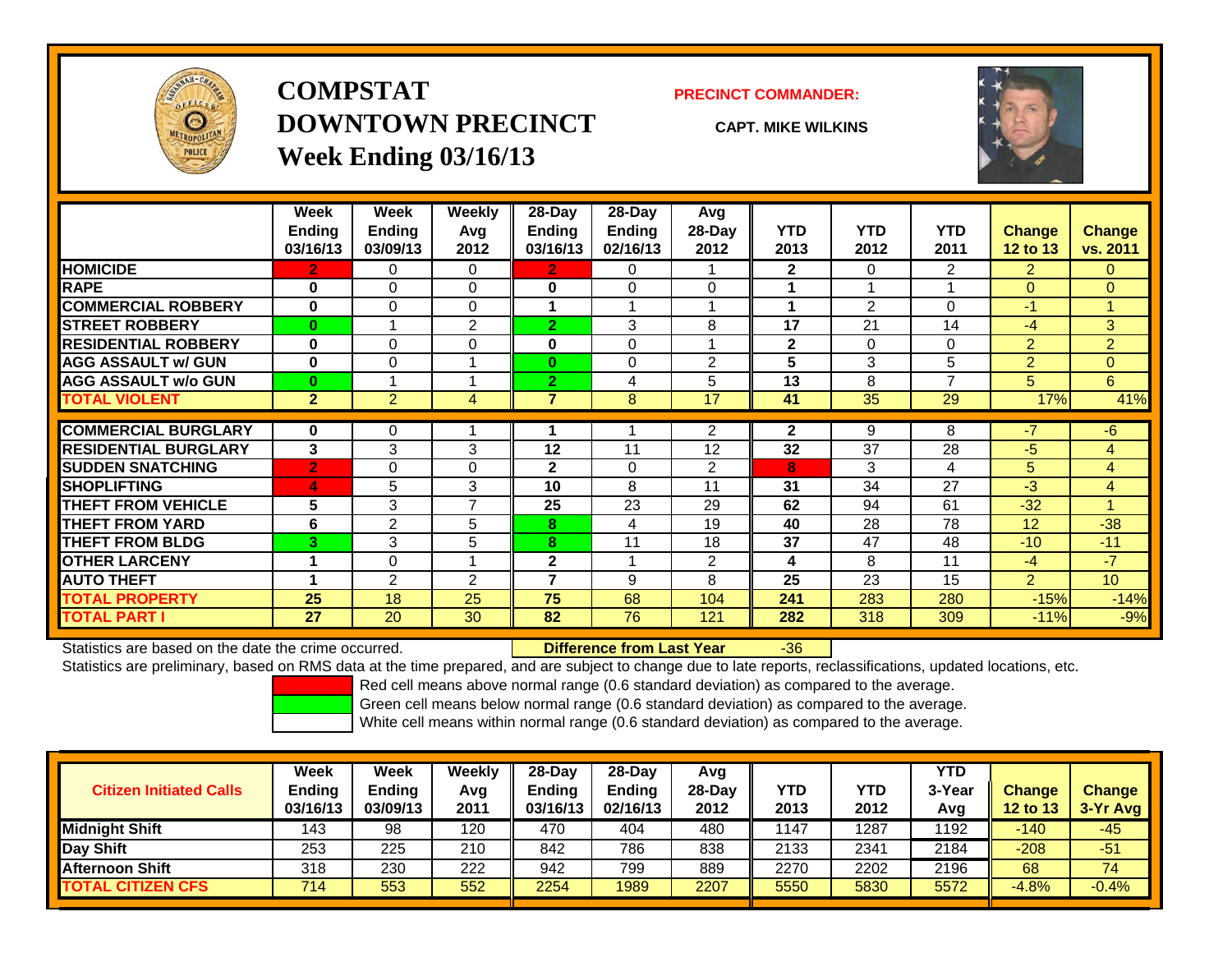# COMPSTAT
# DOWNTOWN PRECINCT
## Week Ending 03/16/13

**PRECINCT COMMANDER:**

**CAPT. MIKE WILKINS**

| | Week Ending 03/16/13 | Week Ending 03/09/13 | Weekly Avg 2012 | 28-Day Ending 03/16/13 | 28-Day Ending 02/16/13 | Avg 28-Day 2012 | YTD 2013 | YTD 2012 | YTD 2011 | Change 12 to 13 | Change vs. 2011 |
|---|---|---|---|---|---|---|---|---|---|---|---|
| HOMICIDE | 2 | 0 | 0 | 2 | 0 | 1 | 2 | 0 | 2 | 2 | 0 |
| RAPE | 0 | 0 | 0 | 0 | 0 | 0 | 1 | 1 | 1 | 0 | 0 |
| COMMERCIAL ROBBERY | 0 | 0 | 0 | 1 | 1 | 1 | 1 | 2 | 0 | -1 | 1 |
| STREET ROBBERY | 0 | 1 | 2 | 2 | 3 | 8 | 17 | 21 | 14 | -4 | 3 |
| RESIDENTIAL ROBBERY | 0 | 0 | 0 | 0 | 0 | 1 | 2 | 0 | 0 | 2 | 2 |
| AGG ASSAULT w/ GUN | 0 | 0 | 1 | 0 | 0 | 2 | 5 | 3 | 5 | 2 | 0 |
| AGG ASSAULT w/o GUN | 0 | 1 | 1 | 2 | 4 | 5 | 13 | 8 | 7 | 5 | 6 |
| TOTAL VIOLENT | 2 | 2 | 4 | 7 | 8 | 17 | 41 | 35 | 29 | 17% | 41% |
| COMMERCIAL BURGLARY | 0 | 0 | 1 | 1 | 1 | 2 | 2 | 9 | 8 | -7 | -6 |
| RESIDENTIAL BURGLARY | 3 | 3 | 3 | 12 | 11 | 12 | 32 | 37 | 28 | -5 | 4 |
| SUDDEN SNATCHING | 2 | 0 | 0 | 2 | 0 | 2 | 8 | 3 | 4 | 5 | 4 |
| SHOPLIFTING | 4 | 5 | 3 | 10 | 8 | 11 | 31 | 34 | 27 | -3 | 4 |
| THEFT FROM VEHICLE | 5 | 3 | 7 | 25 | 23 | 29 | 62 | 94 | 61 | -32 | 1 |
| THEFT FROM YARD | 6 | 2 | 5 | 8 | 4 | 19 | 40 | 28 | 78 | 12 | -38 |
| THEFT FROM BLDG | 3 | 3 | 5 | 8 | 11 | 18 | 37 | 47 | 48 | -10 | -11 |
| OTHER LARCENY | 1 | 0 | 1 | 2 | 1 | 2 | 4 | 8 | 11 | -4 | -7 |
| AUTO THEFT | 1 | 2 | 2 | 7 | 9 | 8 | 25 | 23 | 15 | 2 | 10 |
| TOTAL PROPERTY | 25 | 18 | 25 | 75 | 68 | 104 | 241 | 283 | 280 | -15% | -14% |
| TOTAL PART I | 27 | 20 | 30 | 82 | 76 | 121 | 282 | 318 | 309 | -11% | -9% |

Statistics are based on the date the crime occurred. **Difference from Last Year** -36

Statistics are preliminary, based on RMS data at the time prepared, and are subject to change due to late reports, reclassifications, updated locations, etc.

Red cell means above normal range (0.6 standard deviation) as compared to the average.
Green cell means below normal range (0.6 standard deviation) as compared to the average.
White cell means within normal range (0.6 standard deviation) as compared to the average.

| Citizen Initiated Calls | Week Ending 03/16/13 | Week Ending 03/09/13 | Weekly Avg 2011 | 28-Day Ending 03/16/13 | 28-Day Ending 02/16/13 | Avg 28-Day 2012 | YTD 2013 | YTD 2012 | YTD 3-Year Avg | Change 12 to 13 | Change 3-Yr Avg |
|---|---|---|---|---|---|---|---|---|---|---|---|
| Midnight Shift | 143 | 98 | 120 | 470 | 404 | 480 | 1147 | 1287 | 1192 | -140 | -45 |
| Day Shift | 253 | 225 | 210 | 842 | 786 | 838 | 2133 | 2341 | 2184 | -208 | -51 |
| Afternoon Shift | 318 | 230 | 222 | 942 | 799 | 889 | 2270 | 2202 | 2196 | 68 | 74 |
| TOTAL CITIZEN CFS | 714 | 553 | 552 | 2254 | 1989 | 2207 | 5550 | 5830 | 5572 | -4.8% | -0.4% |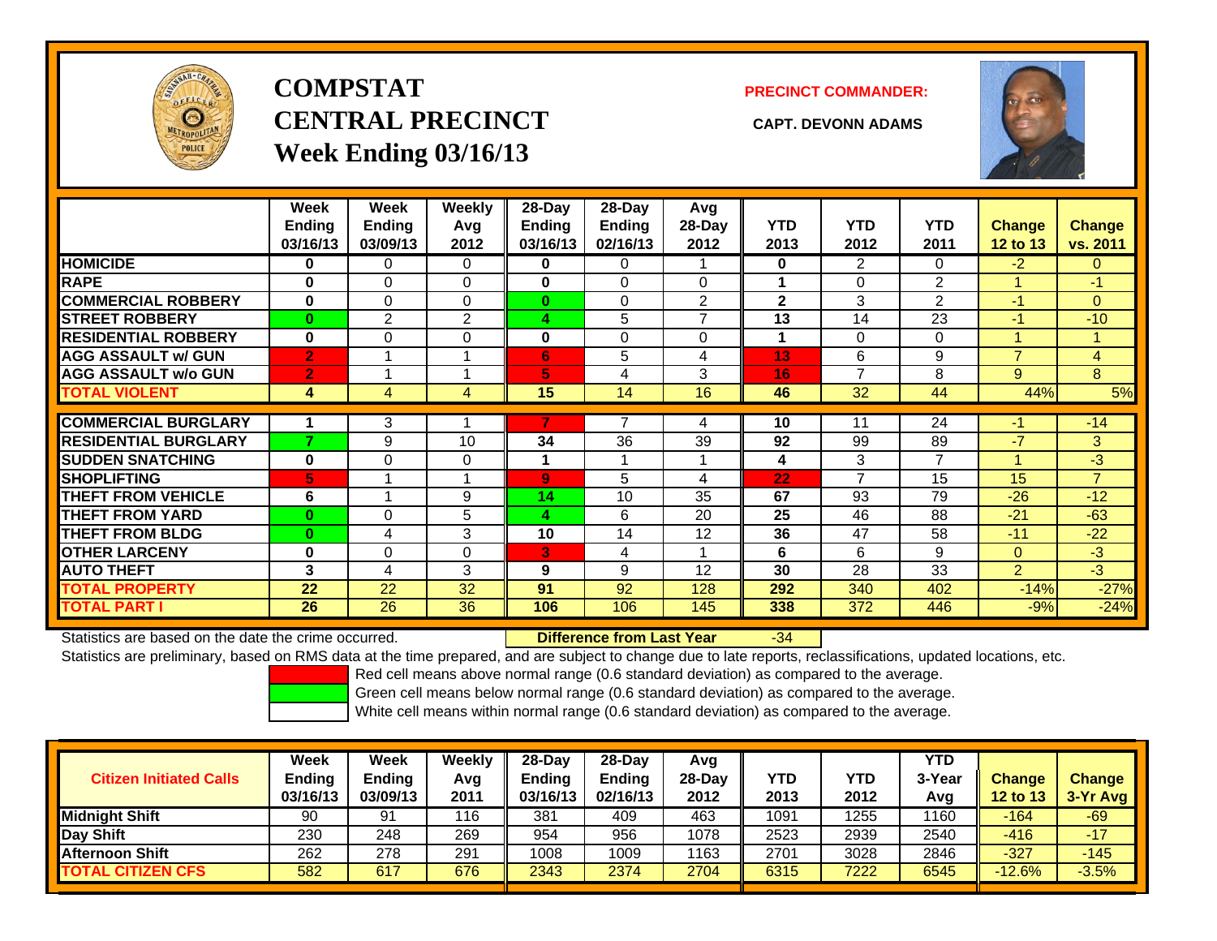# COMPSTAT CENTRAL PRECINCT
## Week Ending 03/16/13

**PRECINCT COMMANDER:**

**CAPT. DEVONN ADAMS**

| | Week Ending 03/16/13 | Week Ending 03/09/13 | Weekly Avg 2012 | 28-Day Ending 03/16/13 | 28-Day Ending 02/16/13 | Avg 28-Day 2012 | YTD 2013 | YTD 2012 | YTD 2011 | Change 12 to 13 | Change vs. 2011 |
|---|---|---|---|---|---|---|---|---|---|---|---|
| HOMICIDE | 0 | 0 | 0 | 0 | 0 | 1 | 0 | 2 | 0 | -2 | 0 |
| RAPE | 0 | 0 | 0 | 0 | 0 | 0 | 1 | 0 | 2 | 1 | -1 |
| COMMERCIAL ROBBERY | 0 | 0 | 0 | 0 | 0 | 2 | 2 | 3 | 2 | -1 | 0 |
| STREET ROBBERY | 0 | 2 | 2 | 4 | 5 | 7 | 13 | 14 | 23 | -1 | -10 |
| RESIDENTIAL ROBBERY | 0 | 0 | 0 | 0 | 0 | 0 | 1 | 0 | 0 | 1 | 1 |
| AGG ASSAULT w/ GUN | 2 | 1 | 1 | 6 | 5 | 4 | 13 | 6 | 9 | 7 | 4 |
| AGG ASSAULT w/o GUN | 2 | 1 | 1 | 5 | 4 | 3 | 16 | 7 | 8 | 9 | 8 |
| TOTAL VIOLENT | 4 | 4 | 4 | 15 | 14 | 16 | 46 | 32 | 44 | 44% | 5% |
| COMMERCIAL BURGLARY | 1 | 3 | 1 | 7 | 7 | 4 | 10 | 11 | 24 | -1 | -14 |
| RESIDENTIAL BURGLARY | 7 | 9 | 10 | 34 | 36 | 39 | 92 | 99 | 89 | -7 | 3 |
| SUDDEN SNATCHING | 0 | 0 | 0 | 1 | 1 | 1 | 4 | 3 | 7 | 1 | -3 |
| SHOPLIFTING | 5 | 1 | 1 | 9 | 5 | 4 | 22 | 7 | 15 | 15 | 7 |
| THEFT FROM VEHICLE | 6 | 1 | 9 | 14 | 10 | 35 | 67 | 93 | 79 | -26 | -12 |
| THEFT FROM YARD | 0 | 0 | 5 | 4 | 6 | 20 | 25 | 46 | 88 | -21 | -63 |
| THEFT FROM BLDG | 0 | 4 | 3 | 10 | 14 | 12 | 36 | 47 | 58 | -11 | -22 |
| OTHER LARCENY | 0 | 0 | 0 | 3 | 4 | 1 | 6 | 6 | 9 | 0 | -3 |
| AUTO THEFT | 3 | 4 | 3 | 9 | 9 | 12 | 30 | 28 | 33 | 2 | -3 |
| TOTAL PROPERTY | 22 | 22 | 32 | 91 | 92 | 128 | 292 | 340 | 402 | -14% | -27% |
| TOTAL PART I | 26 | 26 | 36 | 106 | 106 | 145 | 338 | 372 | 446 | -9% | -24% |

Statistics are based on the date the crime occurred. **Difference from Last Year** -34

Statistics are preliminary, based on RMS data at the time prepared, and are subject to change due to late reports, reclassifications, updated locations, etc.

Red cell means above normal range (0.6 standard deviation) as compared to the average.
Green cell means below normal range (0.6 standard deviation) as compared to the average.
White cell means within normal range (0.6 standard deviation) as compared to the average.

| Citizen Initiated Calls | Week Ending 03/16/13 | Week Ending 03/09/13 | Weekly Avg 2011 | 28-Day Ending 03/16/13 | 28-Day Ending 02/16/13 | Avg 28-Day 2012 | YTD 2013 | YTD 2012 | YTD 3-Year Avg | Change 12 to 13 | Change 3-Yr Avg |
|---|---|---|---|---|---|---|---|---|---|---|---|
| Midnight Shift | 90 | 91 | 116 | 381 | 409 | 463 | 1091 | 1255 | 1160 | -164 | -69 |
| Day Shift | 230 | 248 | 269 | 954 | 956 | 1078 | 2523 | 2939 | 2540 | -416 | -17 |
| Afternoon Shift | 262 | 278 | 291 | 1008 | 1009 | 1163 | 2701 | 3028 | 2846 | -327 | -145 |
| TOTAL CITIZEN CFS | 582 | 617 | 676 | 2343 | 2374 | 2704 | 6315 | 7222 | 6545 | -12.6% | -3.5% |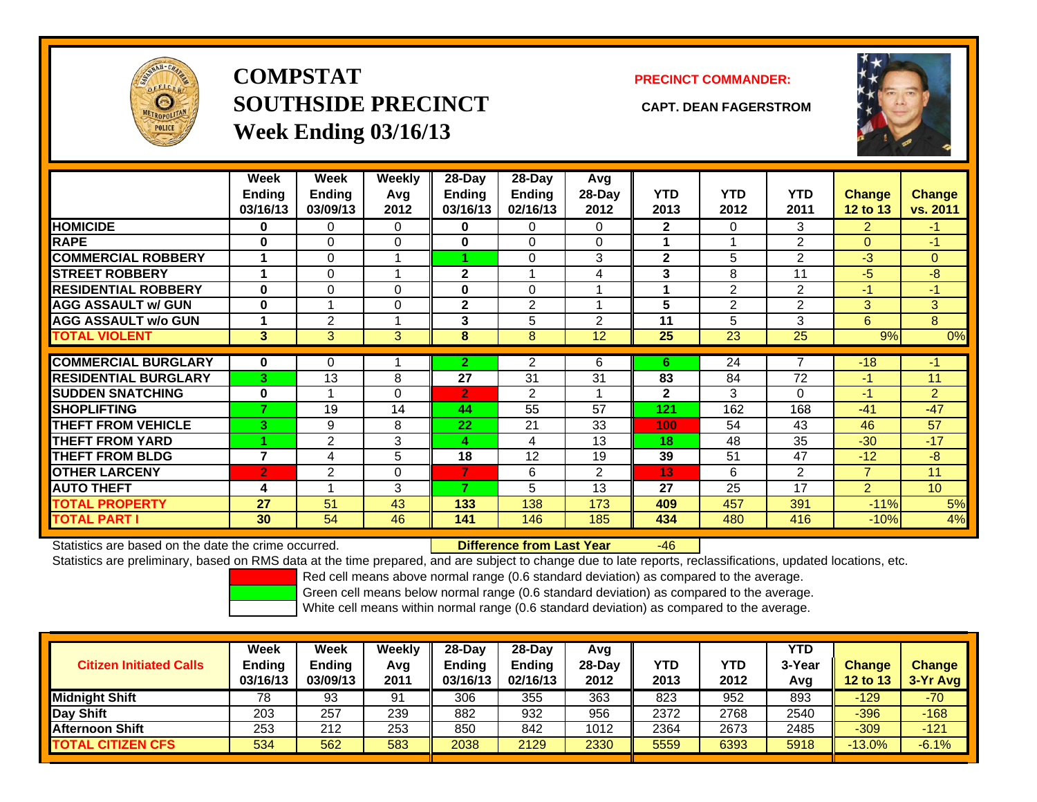# COMPSTAT
# SOUTHSIDE PRECINCT
## Week Ending 03/16/13

**PRECINCT COMMANDER:**

**CAPT. DEAN FAGERSTROM**

| | Week Ending 03/16/13 | Week Ending 03/09/13 | Weekly Avg 2012 | 28-Day Ending 03/16/13 | 28-Day Ending 02/16/13 | Avg 28-Day 2012 | YTD 2013 | YTD 2012 | YTD 2011 | Change 12 to 13 | Change vs. 2011 |
|---|---|---|---|---|---|---|---|---|---|---|---|
| HOMICIDE | 0 | 0 | 0 | 0 | 0 | 0 | 2 | 0 | 3 | 2 | -1 |
| RAPE | 0 | 0 | 0 | 0 | 0 | 0 | 1 | 1 | 2 | 0 | -1 |
| COMMERCIAL ROBBERY | 1 | 0 | 1 | 1 | 0 | 3 | 2 | 5 | 2 | -3 | 0 |
| STREET ROBBERY | 1 | 0 | 1 | 2 | 1 | 4 | 3 | 8 | 11 | -5 | -8 |
| RESIDENTIAL ROBBERY | 0 | 0 | 0 | 0 | 0 | 1 | 1 | 2 | 2 | -1 | -1 |
| AGG ASSAULT w/ GUN | 0 | 1 | 0 | 2 | 2 | 1 | 5 | 2 | 2 | 3 | 3 |
| AGG ASSAULT w/o GUN | 1 | 2 | 1 | 3 | 5 | 2 | 11 | 5 | 3 | 6 | 8 |
| TOTAL VIOLENT | 3 | 3 | 3 | 8 | 8 | 12 | 25 | 23 | 25 | 9% | 0% |
| COMMERCIAL BURGLARY | 0 | 0 | 1 | 2 | 2 | 6 | 6 | 24 | 7 | -18 | -1 |
| RESIDENTIAL BURGLARY | 3 | 13 | 8 | 27 | 31 | 31 | 83 | 84 | 72 | -1 | 11 |
| SUDDEN SNATCHING | 0 | 1 | 0 | 2 | 2 | 1 | 2 | 3 | 0 | -1 | 2 |
| SHOPLIFTING | 7 | 19 | 14 | 44 | 55 | 57 | 121 | 162 | 168 | -41 | -47 |
| THEFT FROM VEHICLE | 3 | 9 | 8 | 22 | 21 | 33 | 100 | 54 | 43 | 46 | 57 |
| THEFT FROM YARD | 1 | 2 | 3 | 4 | 4 | 13 | 18 | 48 | 35 | -30 | -17 |
| THEFT FROM BLDG | 7 | 4 | 5 | 18 | 12 | 19 | 39 | 51 | 47 | -12 | -8 |
| OTHER LARCENY | 2 | 2 | 0 | 7 | 6 | 2 | 13 | 6 | 2 | 7 | 11 |
| AUTO THEFT | 4 | 1 | 3 | 7 | 5 | 13 | 27 | 25 | 17 | 2 | 10 |
| TOTAL PROPERTY | 27 | 51 | 43 | 133 | 138 | 173 | 409 | 457 | 391 | -11% | 5% |
| TOTAL PART I | 30 | 54 | 46 | 141 | 146 | 185 | 434 | 480 | 416 | -10% | 4% |

Statistics are based on the date the crime occurred. **Difference from Last Year** -46

Statistics are preliminary, based on RMS data at the time prepared, and are subject to change due to late reports, reclassifications, updated locations, etc.

Red cell means above normal range (0.6 standard deviation) as compared to the average.
Green cell means below normal range (0.6 standard deviation) as compared to the average.
White cell means within normal range (0.6 standard deviation) as compared to the average.

| Citizen Initiated Calls | Week Ending 03/16/13 | Week Ending 03/09/13 | Weekly Avg 2011 | 28-Day Ending 03/16/13 | 28-Day Ending 02/16/13 | Avg 28-Day 2012 | YTD 2013 | YTD 2012 | YTD 3-Year Avg | Change 12 to 13 | Change 3-Yr Avg |
|---|---|---|---|---|---|---|---|---|---|---|---|
| Midnight Shift | 78 | 93 | 91 | 306 | 355 | 363 | 823 | 952 | 893 | -129 | -70 |
| Day Shift | 203 | 257 | 239 | 882 | 932 | 956 | 2372 | 2768 | 2540 | -396 | -168 |
| Afternoon Shift | 253 | 212 | 253 | 850 | 842 | 1012 | 2364 | 2673 | 2485 | -309 | -121 |
| TOTAL CITIZEN CFS | 534 | 562 | 583 | 2038 | 2129 | 2330 | 5559 | 6393 | 5918 | -13.0% | -6.1% |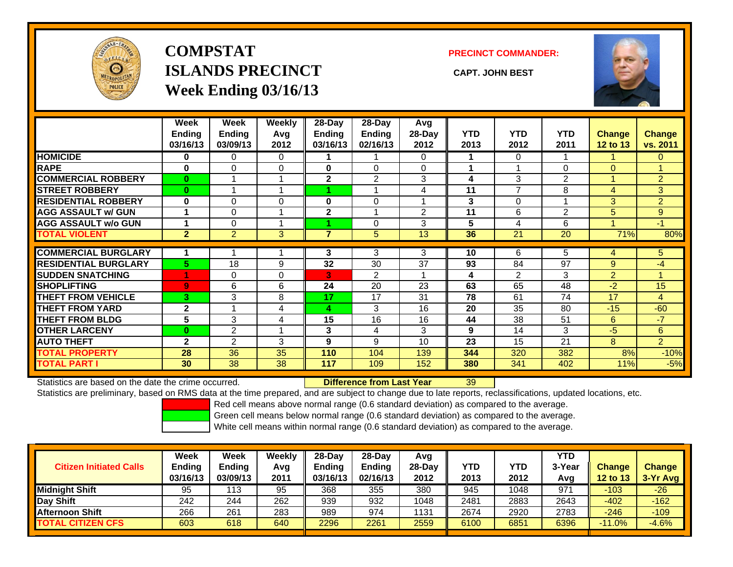# COMPSTAT
# ISLANDS PRECINCT
## Week Ending 03/16/13

**PRECINCT COMMANDER:**

**CAPT. JOHN BEST**

| | Week Ending 03/16/13 | Week Ending 03/09/13 | Weekly Avg 2012 | 28-Day Ending 03/16/13 | 28-Day Ending 02/16/13 | Avg 28-Day 2012 | YTD 2013 | YTD 2012 | YTD 2011 | Change 12 to 13 | Change vs. 2011 |
|---|---|---|---|---|---|---|---|---|---|---|---|
| HOMICIDE | 0 | 0 | 0 | 1 | 1 | 0 | 1 | 0 | 1 | 1 | 0 |
| RAPE | 0 | 0 | 0 | 0 | 0 | 0 | 1 | 1 | 0 | 0 | 1 |
| COMMERCIAL ROBBERY | 0 | 1 | 1 | 2 | 2 | 3 | 4 | 3 | 2 | 1 | 2 |
| STREET ROBBERY | 0 | 1 | 1 | 1 | 1 | 4 | 11 | 7 | 8 | 4 | 3 |
| RESIDENTIAL ROBBERY | 0 | 0 | 0 | 0 | 0 | 1 | 3 | 0 | 1 | 3 | 2 |
| AGG ASSAULT w/ GUN | 1 | 0 | 1 | 2 | 1 | 2 | 11 | 6 | 2 | 5 | 9 |
| AGG ASSAULT w/o GUN | 1 | 0 | 1 | 1 | 0 | 3 | 5 | 4 | 6 | 1 | -1 |
| TOTAL VIOLENT | 2 | 2 | 3 | 7 | 5 | 13 | 36 | 21 | 20 | 71% | 80% |
| COMMERCIAL BURGLARY | 1 | 1 | 1 | 3 | 3 | 3 | 10 | 6 | 5 | 4 | 5 |
| RESIDENTIAL BURGLARY | 5 | 18 | 9 | 32 | 30 | 37 | 93 | 84 | 97 | 9 | -4 |
| SUDDEN SNATCHING | 1 | 0 | 0 | 3 | 2 | 1 | 4 | 2 | 3 | 2 | 1 |
| SHOPLIFTING | 9 | 6 | 6 | 24 | 20 | 23 | 63 | 65 | 48 | -2 | 15 |
| THEFT FROM VEHICLE | 3 | 3 | 8 | 17 | 17 | 31 | 78 | 61 | 74 | 17 | 4 |
| THEFT FROM YARD | 2 | 1 | 4 | 4 | 3 | 16 | 20 | 35 | 80 | -15 | -60 |
| THEFT FROM BLDG | 5 | 3 | 4 | 15 | 16 | 16 | 44 | 38 | 51 | 6 | -7 |
| OTHER LARCENY | 0 | 2 | 1 | 3 | 4 | 3 | 9 | 14 | 3 | -5 | 6 |
| AUTO THEFT | 2 | 2 | 3 | 9 | 9 | 10 | 23 | 15 | 21 | 8 | 2 |
| TOTAL PROPERTY | 28 | 36 | 35 | 110 | 104 | 139 | 344 | 320 | 382 | 8% | -10% |
| TOTAL PART I | 30 | 38 | 38 | 117 | 109 | 152 | 380 | 341 | 402 | 11% | -5% |

Statistics are based on the date the crime occurred. **Difference from Last Year** 39

Statistics are preliminary, based on RMS data at the time prepared, and are subject to change due to late reports, reclassifications, updated locations, etc.

Red cell means above normal range (0.6 standard deviation) as compared to the average.

Green cell means below normal range (0.6 standard deviation) as compared to the average.

White cell means within normal range (0.6 standard deviation) as compared to the average.

| Citizen Initiated Calls | Week Ending 03/16/13 | Week Ending 03/09/13 | Weekly Avg 2011 | 28-Day Ending 03/16/13 | 28-Day Ending 02/16/13 | Avg 28-Day 2012 | YTD 2013 | YTD 2012 | YTD 3-Year Avg | Change 12 to 13 | Change 3-Yr Avg |
|---|---|---|---|---|---|---|---|---|---|---|---|
| Midnight Shift | 95 | 113 | 95 | 368 | 355 | 380 | 945 | 1048 | 971 | -103 | -26 |
| Day Shift | 242 | 244 | 262 | 939 | 932 | 1048 | 2481 | 2883 | 2643 | -402 | -162 |
| Afternoon Shift | 266 | 261 | 283 | 989 | 974 | 1131 | 2674 | 2920 | 2783 | -246 | -109 |
| TOTAL CITIZEN CFS | 603 | 618 | 640 | 2296 | 2261 | 2559 | 6100 | 6851 | 6396 | -11.0% | -4.6% |